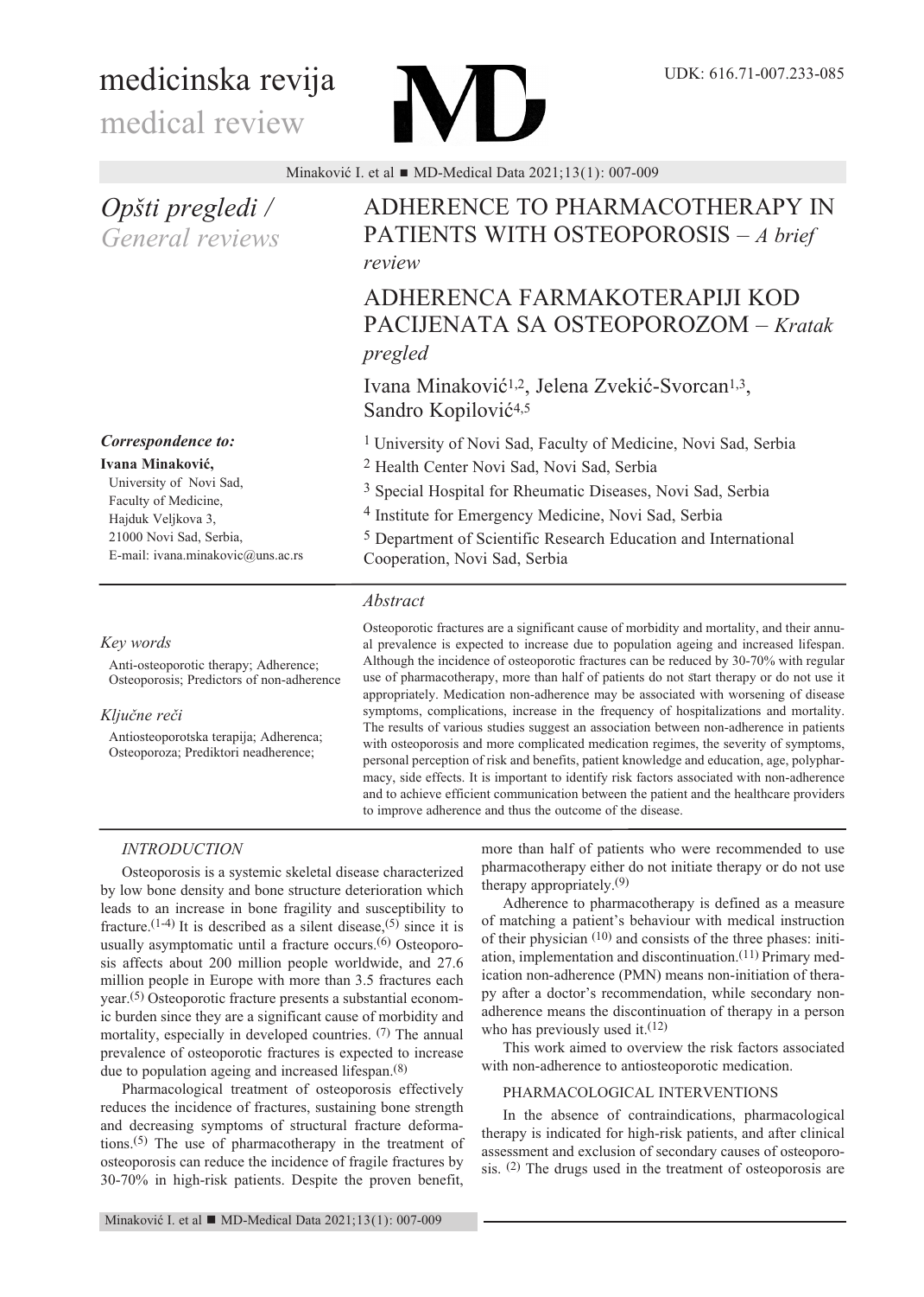medicinska revija

medical review

UDK: 616.71-007.233-085

*Opšti pregledi / General reviews*

# ADHERENCE TO PHARMACOTHERAPY IN PATIENTS WITH OSTEOPOROSIS – *A brief review*

# ADHERENCA FARMAKOTERAPIJI KOD PACIJENATA SA OSTEOPOROZOM – *Kratak pregled*

Ivana Minaković[1,2], Jelena Zvekić-Svorcan[1,3], Sandro Kopilović[4,5]

[1] University of Novi Sad, Faculty of Medicine, Novi Sad, Serbia

[2] Health Center Novi Sad, Novi Sad, Serbia

[3] Special Hospital for Rheumatic Diseases, Novi Sad, Serbia

[4] Institute for Emergency Medicine, Novi Sad, Serbia

[5] Department of Scientific Research Education and International Cooperation, Novi Sad, Serbia

***Correspondence to:***

**Ivana Minaković,**
University of Novi Sad,
Faculty of Medicine,
Hajduk Veljkova 3,
21000 Novi Sad, Serbia,
E-mail: ivana.minakovic@uns.ac.rs

*Key words*

Anti-osteoporotic therapy; Adherence; Osteoporosis; Predictors of non-adherence

*Ključne reči*

Antiosteoporotska terapija; Adherenca; Osteoporoza; Prediktori neadherence;

*Abstract*

Osteoporotic fractures are a significant cause of morbidity and mortality, and their annual prevalence is expected to increase due to population ageing and increased lifespan. Although the incidence of osteoporotic fractures can be reduced by 30-70% with regular use of pharmacotherapy, more than half of patients do not start therapy or do not use it appropriately. Medication non-adherence may be associated with worsening of disease symptoms, complications, increase in the frequency of hospitalizations and mortality. The results of various studies suggest an association between non-adherence in patients with osteoporosis and more complicated medication regimes, the severity of symptoms, personal perception of risk and benefits, patient knowledge and education, age, polypharmacy, side effects. It is important to identify risk factors associated with non-adherence and to achieve efficient communication between the patient and the healthcare providers to improve adherence and thus the outcome of the disease.

## INTRODUCTION

Osteoporosis is a systemic skeletal disease characterized by low bone density and bone structure deterioration which leads to an increase in bone fragility and susceptibility to fracture.[1-4] It is described as a silent disease,[5] since it is usually asymptomatic until a fracture occurs.[6] Osteoporosis affects about 200 million people worldwide, and 27.6 million people in Europe with more than 3.5 fractures each year.[5] Osteoporotic fracture presents a substantial economic burden since they are a significant cause of morbidity and mortality, especially in developed countries. [7] The annual prevalence of osteoporotic fractures is expected to increase due to population ageing and increased lifespan.[8]

Pharmacological treatment of osteoporosis effectively reduces the incidence of fractures, sustaining bone strength and decreasing symptoms of structural fracture deformations.[5] The use of pharmacotherapy in the treatment of osteoporosis can reduce the incidence of fragile fractures by 30-70% in high-risk patients. Despite the proven benefit, more than half of patients who were recommended to use pharmacotherapy either do not initiate therapy or do not use therapy appropriately.[9]

Adherence to pharmacotherapy is defined as a measure of matching a patient's behaviour with medical instruction of their physician [10] and consists of the three phases: initiation, implementation and discontinuation.[11] Primary medication non-adherence (PMN) means non-initiation of therapy after a doctor's recommendation, while secondary non-adherence means the discontinuation of therapy in a person who has previously used it.[12]

This work aimed to overview the risk factors associated with non-adherence to antiosteoporotic medication.

## PHARMACOLOGICAL INTERVENTIONS

In the absence of contraindications, pharmacological therapy is indicated for high-risk patients, and after clinical assessment and exclusion of secondary causes of osteoporosis. [2] The drugs used in the treatment of osteoporosis are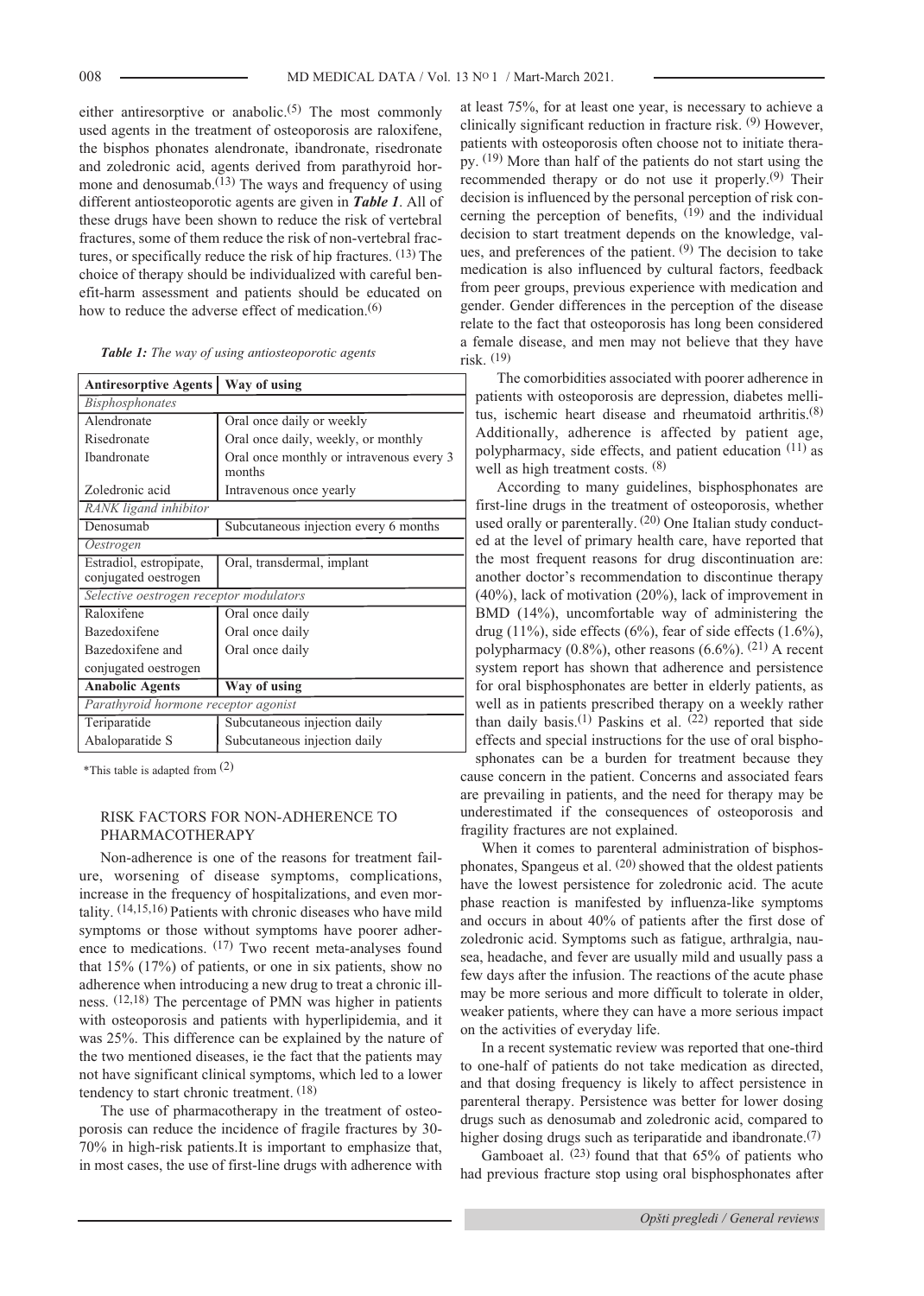either antiresorptive or anabolic.[5] The most commonly used agents in the treatment of osteoporosis are raloxifene, the bisphos phonates alendronate, ibandronate, risedronate and zoledronic acid, agents derived from parathyroid hormone and denosumab.[13] The ways and frequency of using different antiosteoporotic agents are given in ***Table 1***. All of these drugs have been shown to reduce the risk of vertebral fractures, some of them reduce the risk of non-vertebral fractures, or specifically reduce the risk of hip fractures. [13] The choice of therapy should be individualized with careful benefit-harm assessment and patients should be educated on how to reduce the adverse effect of medication.[6]

***Table 1:*** *The way of using antiosteoporotic agents*

| Antiresorptive Agents | Way of using |
|---|---|
| *Bisphosphonates* | |
| Alendronate | Oral once daily or weekly |
| Risedronate | Oral once daily, weekly, or monthly |
| Ibandronate | Oral once monthly or intravenous every 3 months |
| Zoledronic acid | Intravenous once yearly |
| *RANK ligand inhibitor* | |
| Denosumab | Subcutaneous injection every 6 months |
| *Oestrogen* | |
| Estradiol, estropipate, conjugated oestrogen | Oral, transdermal, implant |
| *Selective oestrogen receptor modulators* | |
| Raloxifene | Oral once daily |
| Bazedoxifene | Oral once daily |
| Bazedoxifene and conjugated oestrogen | Oral once daily |
| **Anabolic Agents** | **Way of using** |
| *Parathyroid hormone receptor agonist* | |
| Teriparatide | Subcutaneous injection daily |
| Abaloparatide S | Subcutaneous injection daily |

*This table is adapted from [2]

## RISK FACTORS FOR NON-ADHERENCE TO PHARMACOTHERAPY

Non-adherence is one of the reasons for treatment failure, worsening of disease symptoms, complications, increase in the frequency of hospitalizations, and even mortality. [14,15,16] Patients with chronic diseases who have mild symptoms or those without symptoms have poorer adherence to medications. [17] Two recent meta-analyses found that 15% (17%) of patients, or one in six patients, show no adherence when introducing a new drug to treat a chronic illness. [12,18] The percentage of PMN was higher in patients with osteoporosis and patients with hyperlipidemia, and it was 25%. This difference can be explained by the nature of the two mentioned diseases, ie the fact that the patients may not have significant clinical symptoms, which led to a lower tendency to start chronic treatment. [18]

The use of pharmacotherapy in the treatment of osteoporosis can reduce the incidence of fragile fractures by 30-70% in high-risk patients.It is important to emphasize that, in most cases, the use of first-line drugs with adherence with at least 75%, for at least one year, is necessary to achieve a clinically significant reduction in fracture risk. [9] However, patients with osteoporosis often choose not to initiate therapy. [19] More than half of the patients do not start using the recommended therapy or do not use it properly.[9] Their decision is influenced by the personal perception of risk concerning the perception of benefits, [19] and the individual decision to start treatment depends on the knowledge, values, and preferences of the patient. [9] The decision to take medication is also influenced by cultural factors, feedback from peer groups, previous experience with medication and gender. Gender differences in the perception of the disease relate to the fact that osteoporosis has long been considered a female disease, and men may not believe that they have risk. [19]

The comorbidities associated with poorer adherence in patients with osteoporosis are depression, diabetes mellitus, ischemic heart disease and rheumatoid arthritis.[8] Additionally, adherence is affected by patient age, polypharmacy, side effects, and patient education [11] as well as high treatment costs. [8]

According to many guidelines, bisphosphonates are first-line drugs in the treatment of osteoporosis, whether used orally or parenterally. [20] One Italian study conducted at the level of primary health care, have reported that the most frequent reasons for drug discontinuation are: another doctor's recommendation to discontinue therapy (40%), lack of motivation (20%), lack of improvement in BMD (14%), uncomfortable way of administering the drug (11%), side effects (6%), fear of side effects (1.6%), polypharmacy (0.8%), other reasons (6.6%). [21] A recent system report has shown that adherence and persistence for oral bisphosphonates are better in elderly patients, as well as in patients prescribed therapy on a weekly rather than daily basis.[1] Paskins et al. [22] reported that side effects and special instructions for the use of oral bisphosphonates can be a burden for treatment because they cause concern in the patient. Concerns and associated fears are prevailing in patients, and the need for therapy may be underestimated if the consequences of osteoporosis and fragility fractures are not explained.

When it comes to parenteral administration of bisphosphonates, Spangeus et al. [20] showed that the oldest patients have the lowest persistence for zoledronic acid. The acute phase reaction is manifested by influenza-like symptoms and occurs in about 40% of patients after the first dose of zoledronic acid. Symptoms such as fatigue, arthralgia, nausea, headache, and fever are usually mild and usually pass a few days after the infusion. The reactions of the acute phase may be more serious and more difficult to tolerate in older, weaker patients, where they can have a more serious impact on the activities of everyday life.

In a recent systematic review was reported that one-third to one-half of patients do not take medication as directed, and that dosing frequency is likely to affect persistence in parenteral therapy. Persistence was better for lower dosing drugs such as denosumab and zoledronic acid, compared to higher dosing drugs such as teriparatide and ibandronate.[7]

Gamboaet al. [23] found that that 65% of patients who had previous fracture stop using oral bisphosphonates after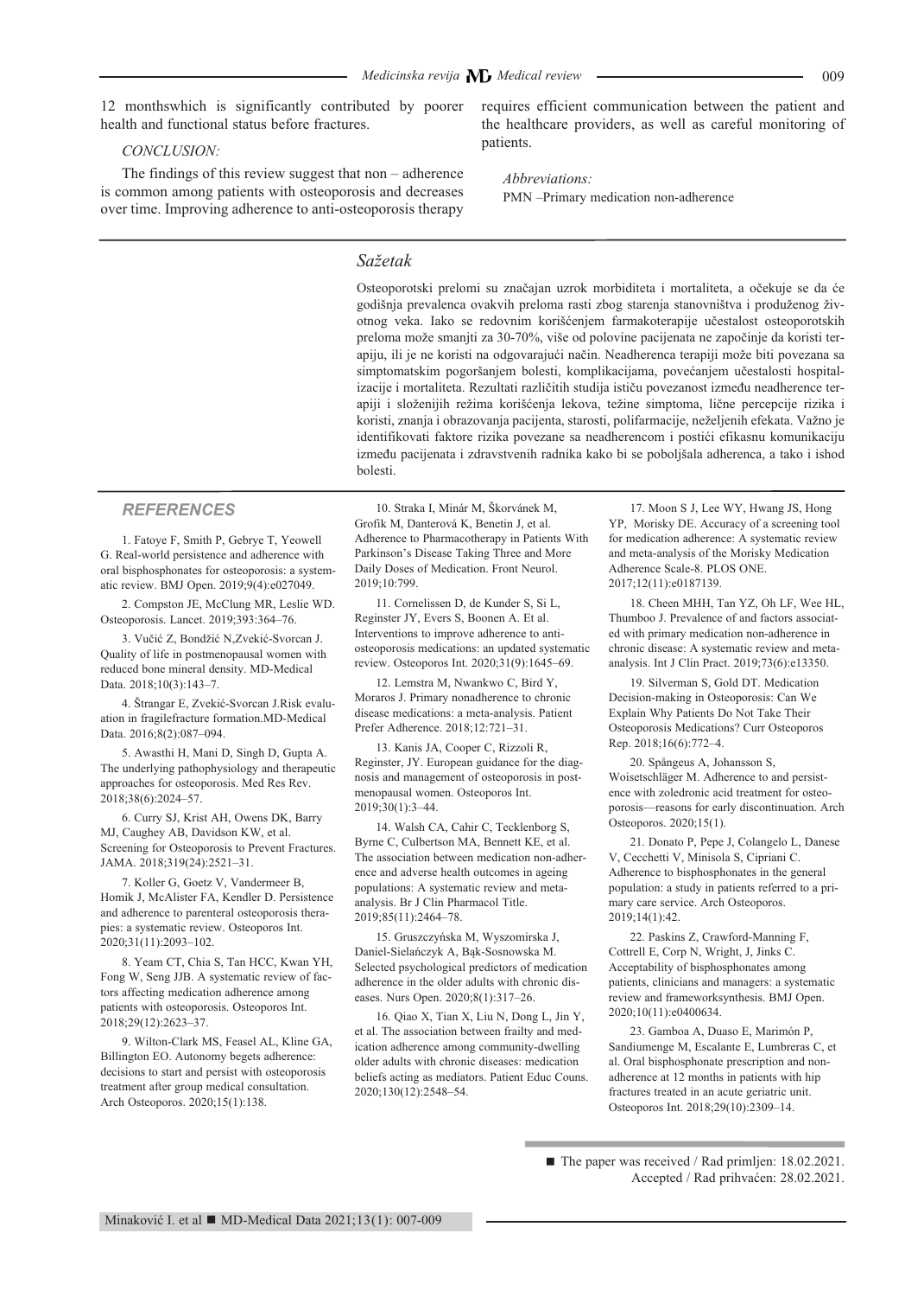12 monthswhich is significantly contributed by poorer health and functional status before fractures.

*CONCLUSION:*

The findings of this review suggest that non – adherence is common among patients with osteoporosis and decreases over time. Improving adherence to anti-osteoporosis therapy requires efficient communication between the patient and the healthcare providers, as well as careful monitoring of patients.

*Abbreviations:*

PMN –Primary medication non-adherence

## Sažetak

Osteoporotski prelomi su značajan uzrok morbiditeta i mortaliteta, a očekuje se da će godišnja prevalenca ovakvih preloma rasti zbog starenja stanovništva i produženog životnog veka. Iako se redovnim korišćenjem farmakoterapije učestalost osteoporotskih preloma može smanjiti za 30-70%, više od polovine pacijenata ne započinje da koristi terapiju, ili je ne koristi na odgovarajući način. Neadherenca terapiji može biti povezana sa simptomatskim pogoršanjem bolesti, komplikacijama, povećanjem učestalosti hospitalizacije i mortaliteta. Rezultati različitih studija ističu povezanost između neadherence terapiji i složenijih režima korišćenja lekova, težine simptoma, lične percepcije rizika i koristi, znanja i obrazovanja pacijenta, starosti, polifarmacije, neželjenih efekata. Važno je identifikovati faktore rizika povezane sa neadherencom i postići efikasnu komunikaciju između pacijenata i zdravstvenih radnika kako bi se poboljšala adherenca, a tako i ishod bolesti.

## REFERENCES

1. Fatoye F, Smith P, Gebrye T, Yeowell G. Real-world persistence and adherence with oral bisphosphonates for osteoporosis: a systematic review. BMJ Open. 2019;9(4):e027049.

2. Compston JE, McClung MR, Leslie WD. Osteoporosis. Lancet. 2019;393:364–76.

3. Vučić Z, Bondžić N,Zvekić-Svorcan J. Quality of life in postmenopausal women with reduced bone mineral density. MD-Medical Data. 2018;10(3):143–7.

4. Štrangar E, Zvekić-Svorcan J.Risk evaluation in fragilefracture formation.MD-Medical Data. 2016;8(2):087–094.

5. Awasthi H, Mani D, Singh D, Gupta A. The underlying pathophysiology and therapeutic approaches for osteoporosis. Med Res Rev. 2018;38(6):2024–57.

6. Curry SJ, Krist AH, Owens DK, Barry MJ, Caughey AB, Davidson KW, et al. Screening for Osteoporosis to Prevent Fractures. JAMA. 2018;319(24):2521–31.

7. Koller G, Goetz V, Vandermeer B, Homik J, McAlister FA, Kendler D. Persistence and adherence to parenteral osteoporosis therapies: a systematic review. Osteoporos Int. 2020;31(11):2093–102.

8. Yeam CT, Chia S, Tan HCC, Kwan YH, Fong W, Seng JJB. A systematic review of factors affecting medication adherence among patients with osteoporosis. Osteoporos Int. 2018;29(12):2623–37.

9. Wilton-Clark MS, Feasel AL, Kline GA, Billington EO. Autonomy begets adherence: decisions to start and persist with osteoporosis treatment after group medical consultation. Arch Osteoporos. 2020;15(1):138.

10. Straka I, Minár M, Škorvánek M, Grofik M, Danterová K, Benetin J, et al. Adherence to Pharmacotherapy in Patients With Parkinson's Disease Taking Three and More Daily Doses of Medication. Front Neurol. 2019;10:799.

11. Cornelissen D, de Kunder S, Si L, Reginster JY, Evers S, Boonen A. Et al. Interventions to improve adherence to anti-osteoporosis medications: an updated systematic review. Osteoporos Int. 2020;31(9):1645–69.

12. Lemstra M, Nwankwo C, Bird Y, Moraros J. Primary nonadherence to chronic disease medications: a meta-analysis. Patient Prefer Adherence. 2018;12:721–31.

13. Kanis JA, Cooper C, Rizzoli R, Reginster, JY. European guidance for the diagnosis and management of osteoporosis in postmenopausal women. Osteoporos Int. 2019;30(1):3–44.

14. Walsh CA, Cahir C, Tecklenborg S, Byrne C, Culbertson MA, Bennett KE, et al. The association between medication non-adherence and adverse health outcomes in ageing populations: A systematic review and meta-analysis. Br J Clin Pharmacol Title. 2019;85(11):2464–78.

15. Gruszczyńska M, Wyszomirska J, Daniel-Sielańczyk A, Bąk-Sosnowska M. Selected psychological predictors of medication adherence in the older adults with chronic diseases. Nurs Open. 2020;8(1):317–26.

16. Qiao X, Tian X, Liu N, Dong L, Jin Y, et al. The association between frailty and medication adherence among community-dwelling older adults with chronic diseases: medication beliefs acting as mediators. Patient Educ Couns. 2020;130(12):2548–54.

17. Moon S J, Lee WY, Hwang JS, Hong YP, Morisky DE. Accuracy of a screening tool for medication adherence: A systematic review and meta-analysis of the Morisky Medication Adherence Scale-8. PLOS ONE. 2017;12(11):e0187139.

18. Cheen MHH, Tan YZ, Oh LF, Wee HL, Thumboo J. Prevalence of and factors associated with primary medication non-adherence in chronic disease: A systematic review and meta-analysis. Int J Clin Pract. 2019;73(6):e13350.

19. Silverman S, Gold DT. Medication Decision-making in Osteoporosis: Can We Explain Why Patients Do Not Take Their Osteoporosis Medications? Curr Osteoporos Rep. 2018;16(6):772–4.

20. Spångeus A, Johansson S, Woisetschläger M. Adherence to and persistence with zoledronic acid treatment for osteoporosis—reasons for early discontinuation. Arch Osteoporos. 2020;15(1).

21. Donato P, Pepe J, Colangelo L, Danese V, Cecchetti V, Minisola S, Cipriani C. Adherence to bisphosphonates in the general population: a study in patients referred to a primary care service. Arch Osteoporos. 2019;14(1):42.

22. Paskins Z, Crawford-Manning F, Cottrell E, Corp N, Wright, J, Jinks C. Acceptability of bisphosphonates among patients, clinicians and managers: a systematic review and frameworksynthesis. BMJ Open. 2020;10(11):e0400634.

23. Gamboa A, Duaso E, Marimón P, Sandiumenge M, Escalante E, Lumbreras C, et al. Oral bisphosphonate prescription and non-adherence at 12 months in patients with hip fractures treated in an acute geriatric unit. Osteoporos Int. 2018;29(10):2309–14.

■ The paper was received / Rad primljen: 18.02.2021.
Accepted / Rad prihvaćen: 28.02.2021.